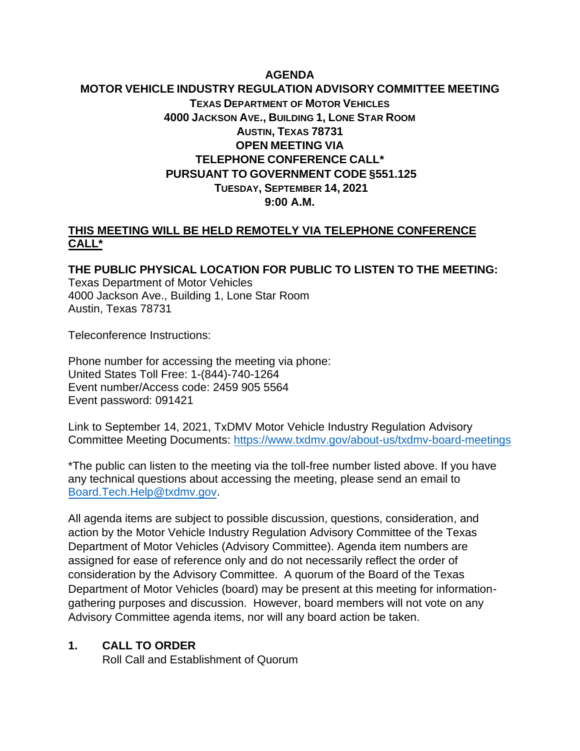# AGENDA

## MOTOR VEHICLE INDUSTRY REGULATION ADVISORY COMMITTEE MEETING

**TEXAS DEPARTMENT OF MOTOR VEHICLES**
**4000 JACKSON AVE., BUILDING 1, LONE STAR ROOM**
**AUSTIN, TEXAS 78731**
**OPEN MEETING VIA**
**TELEPHONE CONFERENCE CALL***
**PURSUANT TO GOVERNMENT CODE §551.125**
**TUESDAY, SEPTEMBER 14, 2021**
**9:00 A.M.**

**THIS MEETING WILL BE HELD REMOTELY VIA TELEPHONE CONFERENCE CALL***

**THE PUBLIC PHYSICAL LOCATION FOR PUBLIC TO LISTEN TO THE MEETING:**
Texas Department of Motor Vehicles
4000 Jackson Ave., Building 1, Lone Star Room
Austin, Texas 78731

Teleconference Instructions:

Phone number for accessing the meeting via phone:
United States Toll Free: 1-(844)-740-1264
Event number/Access code: 2459 905 5564
Event password: 091421

Link to September 14, 2021, TxDMV Motor Vehicle Industry Regulation Advisory Committee Meeting Documents: https://www.txdmv.gov/about-us/txdmv-board-meetings

*The public can listen to the meeting via the toll-free number listed above. If you have any technical questions about accessing the meeting, please send an email to Board.Tech.Help@txdmv.gov.

All agenda items are subject to possible discussion, questions, consideration, and action by the Motor Vehicle Industry Regulation Advisory Committee of the Texas Department of Motor Vehicles (Advisory Committee). Agenda item numbers are assigned for ease of reference only and do not necessarily reflect the order of consideration by the Advisory Committee. A quorum of the Board of the Texas Department of Motor Vehicles (board) may be present at this meeting for information-gathering purposes and discussion. However, board members will not vote on any Advisory Committee agenda items, nor will any board action be taken.

**1. CALL TO ORDER**
Roll Call and Establishment of Quorum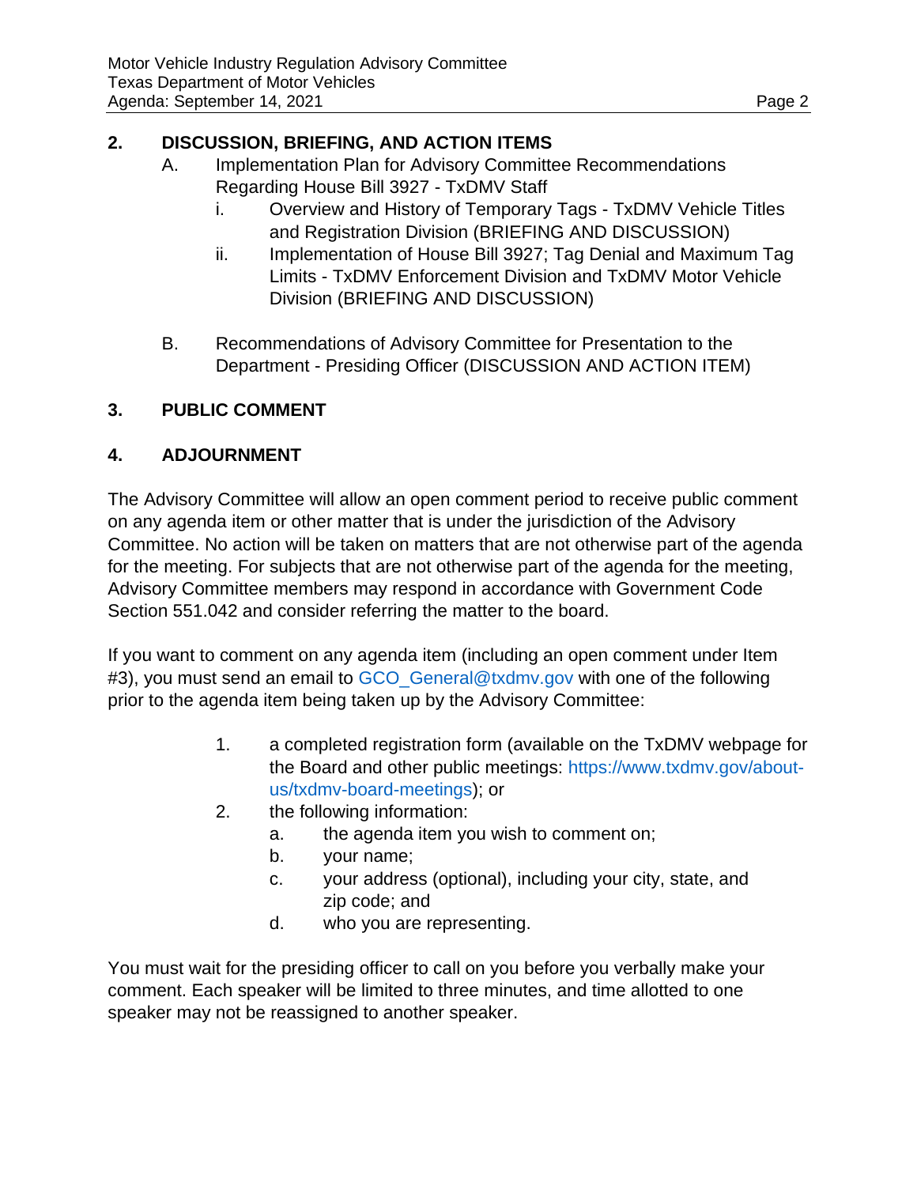## 2. DISCUSSION, BRIEFING, AND ACTION ITEMS

A. Implementation Plan for Advisory Committee Recommendations Regarding House Bill 3927 - TxDMV Staff

   i. Overview and History of Temporary Tags - TxDMV Vehicle Titles and Registration Division (BRIEFING AND DISCUSSION)

   ii. Implementation of House Bill 3927; Tag Denial and Maximum Tag Limits - TxDMV Enforcement Division and TxDMV Motor Vehicle Division (BRIEFING AND DISCUSSION)

B. Recommendations of Advisory Committee for Presentation to the Department - Presiding Officer (DISCUSSION AND ACTION ITEM)

## 3. PUBLIC COMMENT

## 4. ADJOURNMENT

The Advisory Committee will allow an open comment period to receive public comment on any agenda item or other matter that is under the jurisdiction of the Advisory Committee. No action will be taken on matters that are not otherwise part of the agenda for the meeting. For subjects that are not otherwise part of the agenda for the meeting, Advisory Committee members may respond in accordance with Government Code Section 551.042 and consider referring the matter to the board.

If you want to comment on any agenda item (including an open comment under Item #3), you must send an email to GCO_General@txdmv.gov with one of the following prior to the agenda item being taken up by the Advisory Committee:

1. a completed registration form (available on the TxDMV webpage for the Board and other public meetings: https://www.txdmv.gov/about-us/txdmv-board-meetings); or
2. the following information:
   a. the agenda item you wish to comment on;
   b. your name;
   c. your address (optional), including your city, state, and zip code; and
   d. who you are representing.

You must wait for the presiding officer to call on you before you verbally make your comment. Each speaker will be limited to three minutes, and time allotted to one speaker may not be reassigned to another speaker.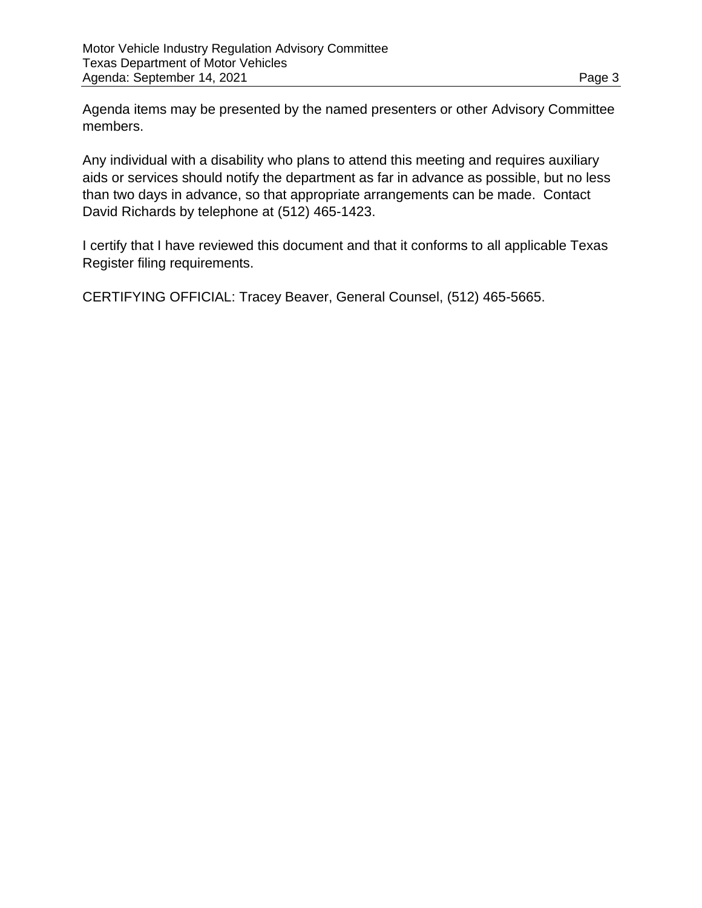Agenda items may be presented by the named presenters or other Advisory Committee members.

Any individual with a disability who plans to attend this meeting and requires auxiliary aids or services should notify the department as far in advance as possible, but no less than two days in advance, so that appropriate arrangements can be made. Contact David Richards by telephone at (512) 465-1423.

I certify that I have reviewed this document and that it conforms to all applicable Texas Register filing requirements.

CERTIFYING OFFICIAL: Tracey Beaver, General Counsel, (512) 465-5665.